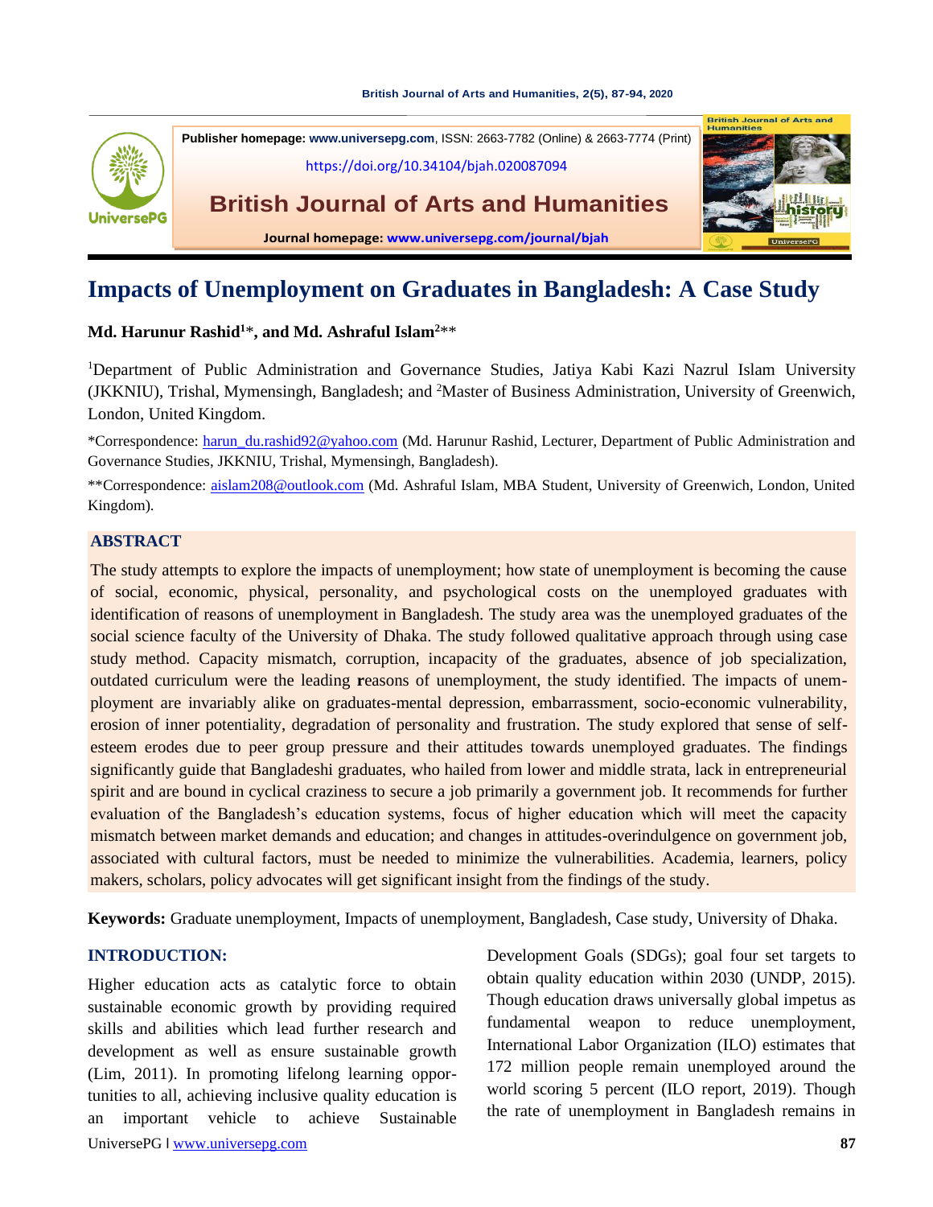Publisher homepage: www.universepg.com, ISSN: 2663-7782 (Online) & 2663-7774 (Print)

https://doi.org/10.34104/bjah.020087094

**British Journal of Arts and Humanities**

Journal homepage: www.universepg.com/journal/bjah

# Impacts of Unemployment on Graduates in Bangladesh: A Case Study

**Md. Harunur Rashid[1]*, and Md. Ashraful Islam[2]****

[1]Department of Public Administration and Governance Studies, Jatiya Kabi Kazi Nazrul Islam University (JKKNIU), Trishal, Mymensingh, Bangladesh; and [2]Master of Business Administration, University of Greenwich, London, United Kingdom.

*Correspondence: harun_du.rashid92@yahoo.com (Md. Harunur Rashid, Lecturer, Department of Public Administration and Governance Studies, JKKNIU, Trishal, Mymensingh, Bangladesh).

**Correspondence: aislam208@outlook.com (Md. Ashraful Islam, MBA Student, University of Greenwich, London, United Kingdom).

## ABSTRACT

The study attempts to explore the impacts of unemployment; how state of unemployment is becoming the cause of social, economic, physical, personality, and psychological costs on the unemployed graduates with identification of reasons of unemployment in Bangladesh. The study area was the unemployed graduates of the social science faculty of the University of Dhaka. The study followed qualitative approach through using case study method. Capacity mismatch, corruption, incapacity of the graduates, absence of job specialization, outdated curriculum were the leading **r**easons of unemployment, the study identified. The impacts of unemployment are invariably alike on graduates-mental depression, embarrassment, socio-economic vulnerability, erosion of inner potentiality, degradation of personality and frustration. The study explored that sense of self-esteem erodes due to peer group pressure and their attitudes towards unemployed graduates. The findings significantly guide that Bangladeshi graduates, who hailed from lower and middle strata, lack in entrepreneurial spirit and are bound in cyclical craziness to secure a job primarily a government job. It recommends for further evaluation of the Bangladesh's education systems, focus of higher education which will meet the capacity mismatch between market demands and education; and changes in attitudes-overindulgence on government job, associated with cultural factors, must be needed to minimize the vulnerabilities. Academia, learners, policy makers, scholars, policy advocates will get significant insight from the findings of the study.

**Keywords:** Graduate unemployment, Impacts of unemployment, Bangladesh, Case study, University of Dhaka.

## INTRODUCTION:

Higher education acts as catalytic force to obtain sustainable economic growth by providing required skills and abilities which lead further research and development as well as ensure sustainable growth (Lim, 2011). In promoting lifelong learning opportunities to all, achieving inclusive quality education is an important vehicle to achieve Sustainable Development Goals (SDGs); goal four set targets to obtain quality education within 2030 (UNDP, 2015). Though education draws universally global impetus as fundamental weapon to reduce unemployment, International Labor Organization (ILO) estimates that 172 million people remain unemployed around the world scoring 5 percent (ILO report, 2019). Though the rate of unemployment in Bangladesh remains in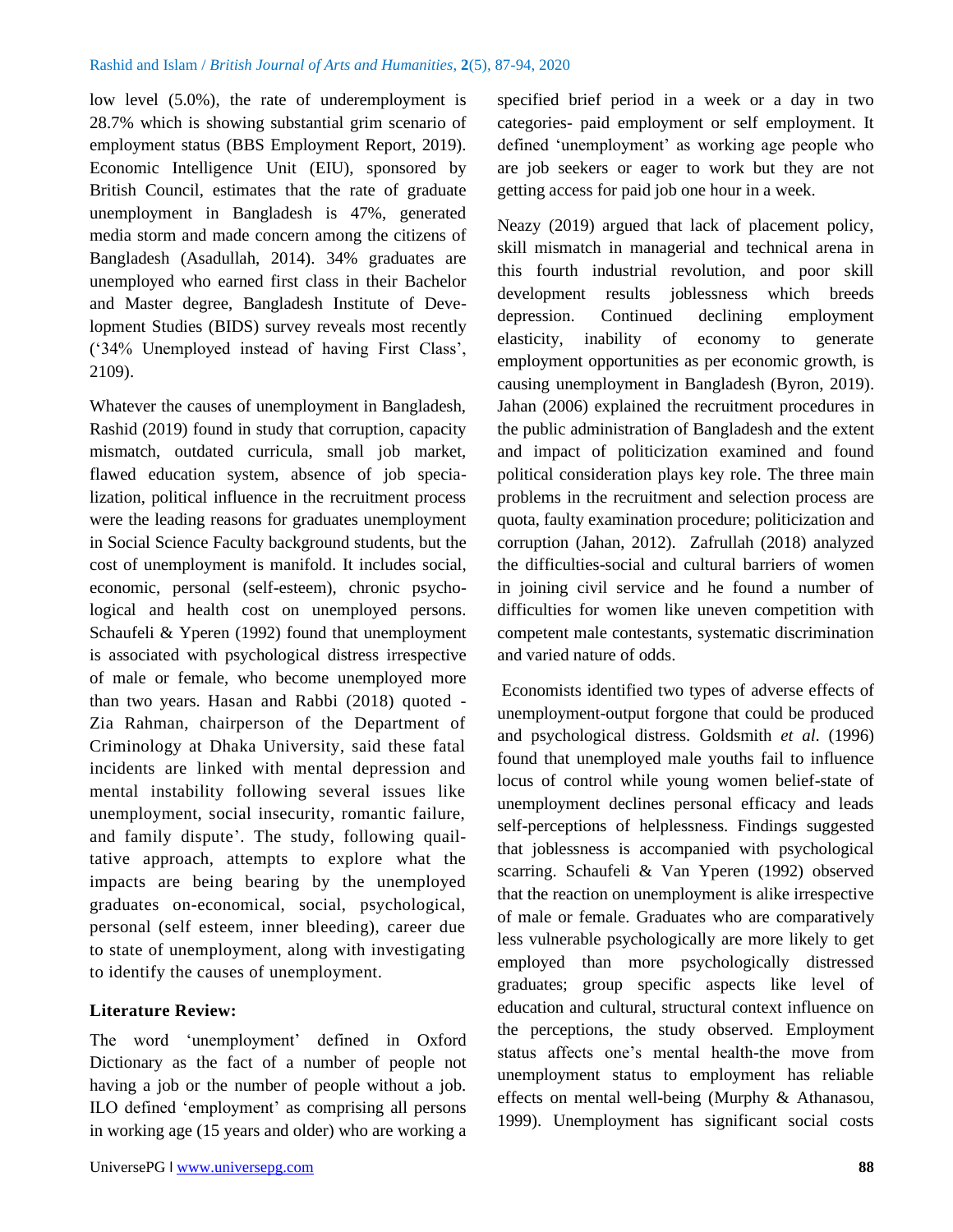low level (5.0%), the rate of underemployment is 28.7% which is showing substantial grim scenario of employment status (BBS Employment Report, 2019). Economic Intelligence Unit (EIU), sponsored by British Council, estimates that the rate of graduate unemployment in Bangladesh is 47%, generated media storm and made concern among the citizens of Bangladesh (Asadullah, 2014). 34% graduates are unemployed who earned first class in their Bachelor and Master degree, Bangladesh Institute of Development Studies (BIDS) survey reveals most recently ('34% Unemployed instead of having First Class', 2109).

Whatever the causes of unemployment in Bangladesh, Rashid (2019) found in study that corruption, capacity mismatch, outdated curricula, small job market, flawed education system, absence of job specialization, political influence in the recruitment process were the leading reasons for graduates unemployment in Social Science Faculty background students, but the cost of unemployment is manifold. It includes social, economic, personal (self-esteem), chronic psychological and health cost on unemployed persons. Schaufeli & Yperen (1992) found that unemployment is associated with psychological distress irrespective of male or female, who become unemployed more than two years. Hasan and Rabbi (2018) quoted - Zia Rahman, chairperson of the Department of Criminology at Dhaka University, said these fatal incidents are linked with mental depression and mental instability following several issues like unemployment, social insecurity, romantic failure, and family dispute'. The study, following quailtative approach, attempts to explore what the impacts are being bearing by the unemployed graduates on-economical, social, psychological, personal (self esteem, inner bleeding), career due to state of unemployment, along with investigating to identify the causes of unemployment.

**Literature Review:**

The word 'unemployment' defined in Oxford Dictionary as the fact of a number of people not having a job or the number of people without a job. ILO defined 'employment' as comprising all persons in working age (15 years and older) who are working a specified brief period in a week or a day in two categories- paid employment or self employment. It defined 'unemployment' as working age people who are job seekers or eager to work but they are not getting access for paid job one hour in a week.

Neazy (2019) argued that lack of placement policy, skill mismatch in managerial and technical arena in this fourth industrial revolution, and poor skill development results joblessness which breeds depression. Continued declining employment elasticity, inability of economy to generate employment opportunities as per economic growth, is causing unemployment in Bangladesh (Byron, 2019). Jahan (2006) explained the recruitment procedures in the public administration of Bangladesh and the extent and impact of politicization examined and found political consideration plays key role. The three main problems in the recruitment and selection process are quota, faulty examination procedure; politicization and corruption (Jahan, 2012). Zafrullah (2018) analyzed the difficulties-social and cultural barriers of women in joining civil service and he found a number of difficulties for women like uneven competition with competent male contestants, systematic discrimination and varied nature of odds.

Economists identified two types of adverse effects of unemployment-output forgone that could be produced and psychological distress. Goldsmith *et al*. (1996) found that unemployed male youths fail to influence locus of control while young women belief-state of unemployment declines personal efficacy and leads self-perceptions of helplessness. Findings suggested that joblessness is accompanied with psychological scarring. Schaufeli & Van Yperen (1992) observed that the reaction on unemployment is alike irrespective of male or female. Graduates who are comparatively less vulnerable psychologically are more likely to get employed than more psychologically distressed graduates; group specific aspects like level of education and cultural, structural context influence on the perceptions, the study observed. Employment status affects one's mental health-the move from unemployment status to employment has reliable effects on mental well-being (Murphy & Athanasou, 1999). Unemployment has significant social costs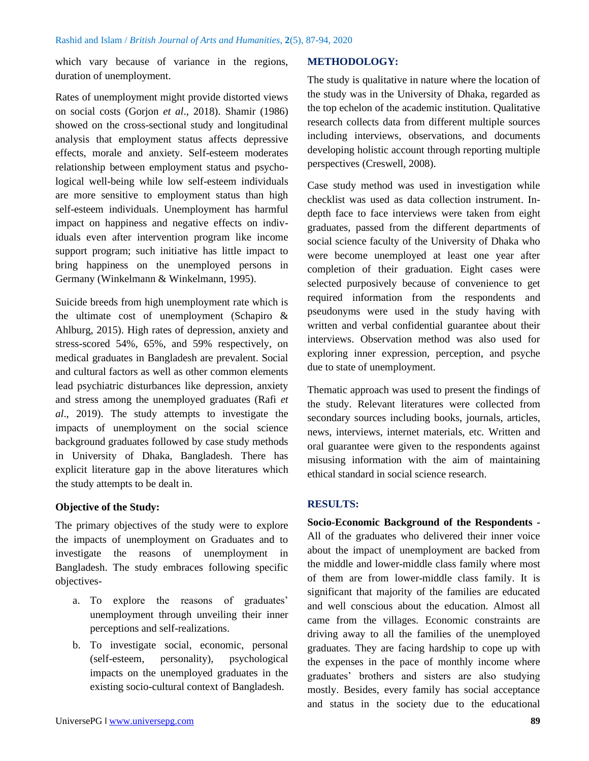which vary because of variance in the regions, duration of unemployment.

Rates of unemployment might provide distorted views on social costs (Gorjon *et al*., 2018). Shamir (1986) showed on the cross-sectional study and longitudinal analysis that employment status affects depressive effects, morale and anxiety. Self-esteem moderates relationship between employment status and psychological well-being while low self-esteem individuals are more sensitive to employment status than high self-esteem individuals. Unemployment has harmful impact on happiness and negative effects on individuals even after intervention program like income support program; such initiative has little impact to bring happiness on the unemployed persons in Germany (Winkelmann & Winkelmann, 1995).

Suicide breeds from high unemployment rate which is the ultimate cost of unemployment (Schapiro & Ahlburg, 2015). High rates of depression, anxiety and stress-scored 54%, 65%, and 59% respectively, on medical graduates in Bangladesh are prevalent. Social and cultural factors as well as other common elements lead psychiatric disturbances like depression, anxiety and stress among the unemployed graduates (Rafi *et al*., 2019). The study attempts to investigate the impacts of unemployment on the social science background graduates followed by case study methods in University of Dhaka, Bangladesh. There has explicit literature gap in the above literatures which the study attempts to be dealt in.

### Objective of the Study:

The primary objectives of the study were to explore the impacts of unemployment on Graduates and to investigate the reasons of unemployment in Bangladesh. The study embraces following specific objectives-

a. To explore the reasons of graduates' unemployment through unveiling their inner perceptions and self-realizations.
b. To investigate social, economic, personal (self-esteem, personality), psychological impacts on the unemployed graduates in the existing socio-cultural context of Bangladesh.

## METHODOLOGY:

The study is qualitative in nature where the location of the study was in the University of Dhaka, regarded as the top echelon of the academic institution. Qualitative research collects data from different multiple sources including interviews, observations, and documents developing holistic account through reporting multiple perspectives (Creswell, 2008).

Case study method was used in investigation while checklist was used as data collection instrument. In-depth face to face interviews were taken from eight graduates, passed from the different departments of social science faculty of the University of Dhaka who were become unemployed at least one year after completion of their graduation. Eight cases were selected purposively because of convenience to get required information from the respondents and pseudonyms were used in the study having with written and verbal confidential guarantee about their interviews. Observation method was also used for exploring inner expression, perception, and psyche due to state of unemployment.

Thematic approach was used to present the findings of the study. Relevant literatures were collected from secondary sources including books, journals, articles, news, interviews, internet materials, etc. Written and oral guarantee were given to the respondents against misusing information with the aim of maintaining ethical standard in social science research.

## RESULTS:

**Socio-Economic Background of the Respondents -** All of the graduates who delivered their inner voice about the impact of unemployment are backed from the middle and lower-middle class family where most of them are from lower-middle class family. It is significant that majority of the families are educated and well conscious about the education. Almost all came from the villages. Economic constraints are driving away to all the families of the unemployed graduates. They are facing hardship to cope up with the expenses in the pace of monthly income where graduates' brothers and sisters are also studying mostly. Besides, every family has social acceptance and status in the society due to the educational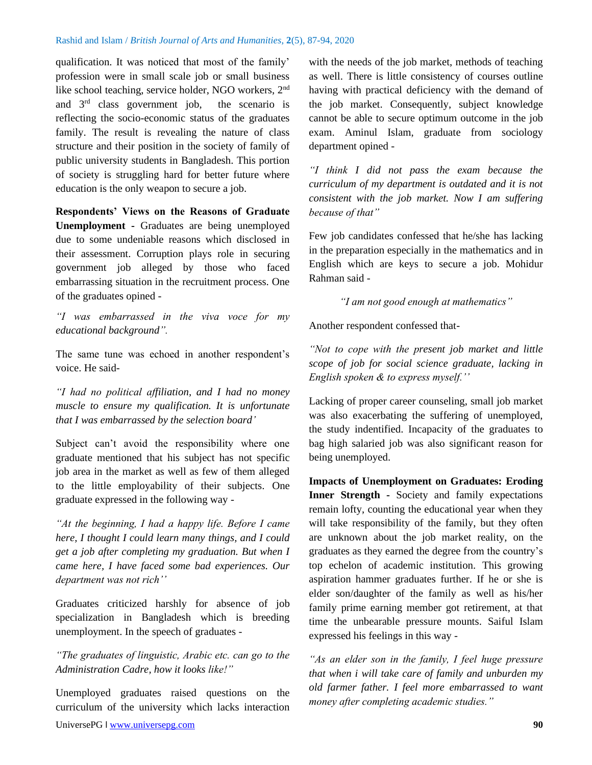qualification. It was noticed that most of the family' profession were in small scale job or small business like school teaching, service holder, NGO workers, 2nd and 3rd class government job, the scenario is reflecting the socio-economic status of the graduates family. The result is revealing the nature of class structure and their position in the society of family of public university students in Bangladesh. This portion of society is struggling hard for better future where education is the only weapon to secure a job.

**Respondents' Views on the Reasons of Graduate Unemployment -** Graduates are being unemployed due to some undeniable reasons which disclosed in their assessment. Corruption plays role in securing government job alleged by those who faced embarrassing situation in the recruitment process. One of the graduates opined -

*"I was embarrassed in the viva voce for my educational background".*

The same tune was echoed in another respondent's voice. He said-

*"I had no political affiliation, and I had no money muscle to ensure my qualification. It is unfortunate that I was embarrassed by the selection board'*

Subject can't avoid the responsibility where one graduate mentioned that his subject has not specific job area in the market as well as few of them alleged to the little employability of their subjects. One graduate expressed in the following way -

*"At the beginning, I had a happy life. Before I came here, I thought I could learn many things, and I could get a job after completing my graduation. But when I came here, I have faced some bad experiences. Our department was not rich''*

Graduates criticized harshly for absence of job specialization in Bangladesh which is breeding unemployment. In the speech of graduates -

*"The graduates of linguistic, Arabic etc. can go to the Administration Cadre, how it looks like!"*

Unemployed graduates raised questions on the curriculum of the university which lacks interaction with the needs of the job market, methods of teaching as well. There is little consistency of courses outline having with practical deficiency with the demand of the job market. Consequently, subject knowledge cannot be able to secure optimum outcome in the job exam. Aminul Islam, graduate from sociology department opined -

*"I think I did not pass the exam because the curriculum of my department is outdated and it is not consistent with the job market. Now I am suffering because of that"*

Few job candidates confessed that he/she has lacking in the preparation especially in the mathematics and in English which are keys to secure a job. Mohidur Rahman said -

*"I am not good enough at mathematics"*

Another respondent confessed that-

*"Not to cope with the present job market and little scope of job for social science graduate, lacking in English spoken & to express myself.''*

Lacking of proper career counseling, small job market was also exacerbating the suffering of unemployed, the study indentified. Incapacity of the graduates to bag high salaried job was also significant reason for being unemployed.

**Impacts of Unemployment on Graduates: Eroding Inner Strength -** Society and family expectations remain lofty, counting the educational year when they will take responsibility of the family, but they often are unknown about the job market reality, on the graduates as they earned the degree from the country's top echelon of academic institution. This growing aspiration hammer graduates further. If he or she is elder son/daughter of the family as well as his/her family prime earning member got retirement, at that time the unbearable pressure mounts. Saiful Islam expressed his feelings in this way -

*"As an elder son in the family, I feel huge pressure that when i will take care of family and unburden my old farmer father. I feel more embarrassed to want money after completing academic studies."*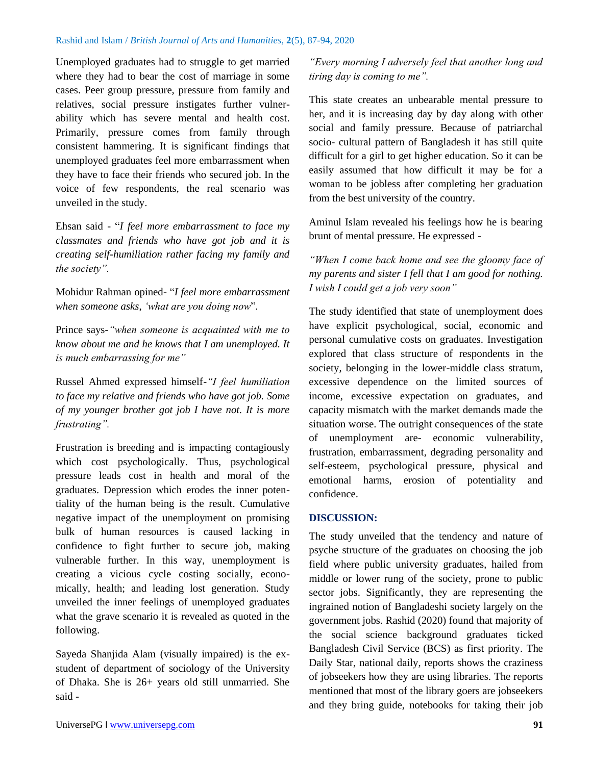Unemployed graduates had to struggle to get married where they had to bear the cost of marriage in some cases. Peer group pressure, pressure from family and relatives, social pressure instigates further vulnerability which has severe mental and health cost. Primarily, pressure comes from family through consistent hammering. It is significant findings that unemployed graduates feel more embarrassment when they have to face their friends who secured job. In the voice of few respondents, the real scenario was unveiled in the study.

Ehsan said - "*I feel more embarrassment to face my classmates and friends who have got job and it is creating self-humiliation rather facing my family and the society".*

Mohidur Rahman opined- "*I feel more embarrassment when someone asks, 'what are you doing now*".

Prince says-*"when someone is acquainted with me to know about me and he knows that I am unemployed. It is much embarrassing for me"*

Russel Ahmed expressed himself-*"I feel humiliation to face my relative and friends who have got job. Some of my younger brother got job I have not. It is more frustrating".*

Frustration is breeding and is impacting contagiously which cost psychologically. Thus, psychological pressure leads cost in health and moral of the graduates. Depression which erodes the inner potentiality of the human being is the result. Cumulative negative impact of the unemployment on promising bulk of human resources is caused lacking in confidence to fight further to secure job, making vulnerable further. In this way, unemployment is creating a vicious cycle costing socially, economically, health; and leading lost generation. Study unveiled the inner feelings of unemployed graduates what the grave scenario it is revealed as quoted in the following.

Sayeda Shanjida Alam (visually impaired) is the ex-student of department of sociology of the University of Dhaka. She is 26+ years old still unmarried. She said -

*"Every morning I adversely feel that another long and tiring day is coming to me".*

This state creates an unbearable mental pressure to her, and it is increasing day by day along with other social and family pressure. Because of patriarchal socio- cultural pattern of Bangladesh it has still quite difficult for a girl to get higher education. So it can be easily assumed that how difficult it may be for a woman to be jobless after completing her graduation from the best university of the country.

Aminul Islam revealed his feelings how he is bearing brunt of mental pressure. He expressed -

*"When I come back home and see the gloomy face of my parents and sister I fell that I am good for nothing. I wish I could get a job very soon"*

The study identified that state of unemployment does have explicit psychological, social, economic and personal cumulative costs on graduates. Investigation explored that class structure of respondents in the society, belonging in the lower-middle class stratum, excessive dependence on the limited sources of income, excessive expectation on graduates, and capacity mismatch with the market demands made the situation worse. The outright consequences of the state of unemployment are- economic vulnerability, frustration, embarrassment, degrading personality and self-esteem, psychological pressure, physical and emotional harms, erosion of potentiality and confidence.

## DISCUSSION:

The study unveiled that the tendency and nature of psyche structure of the graduates on choosing the job field where public university graduates, hailed from middle or lower rung of the society, prone to public sector jobs. Significantly, they are representing the ingrained notion of Bangladeshi society largely on the government jobs. Rashid (2020) found that majority of the social science background graduates ticked Bangladesh Civil Service (BCS) as first priority. The Daily Star, national daily, reports shows the craziness of jobseekers how they are using libraries. The reports mentioned that most of the library goers are jobseekers and they bring guide, notebooks for taking their job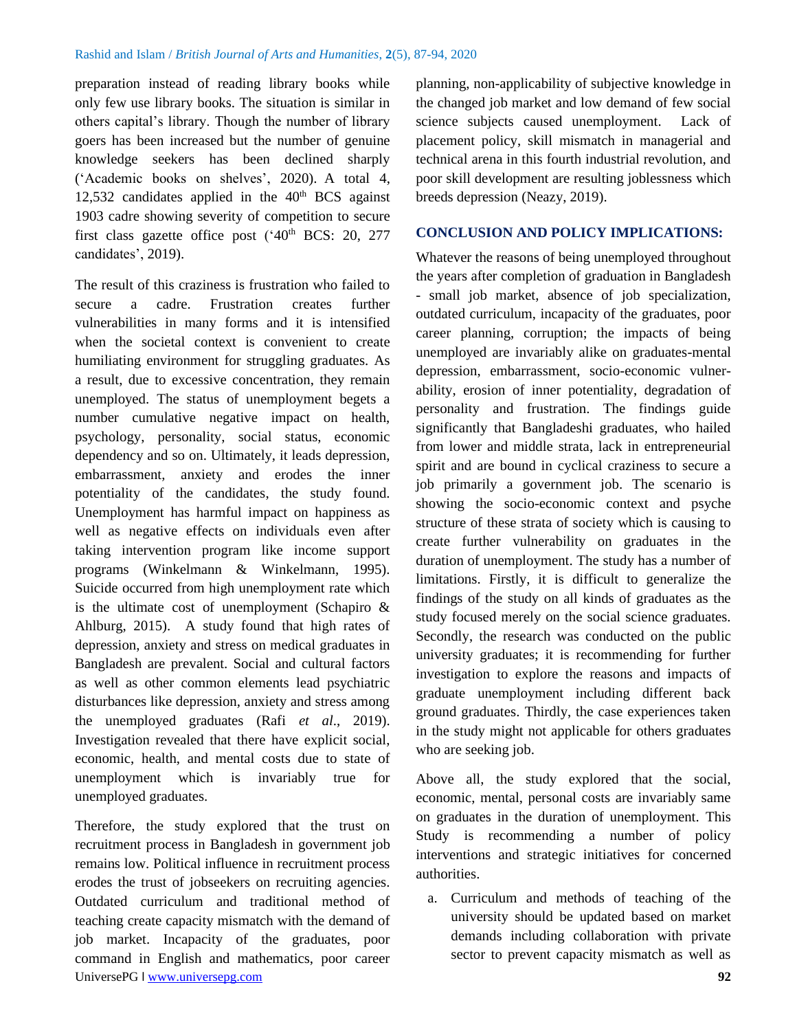preparation instead of reading library books while only few use library books. The situation is similar in others capital's library. Though the number of library goers has been increased but the number of genuine knowledge seekers has been declined sharply ('Academic books on shelves', 2020). A total 4, 12,532 candidates applied in the 40th BCS against 1903 cadre showing severity of competition to secure first class gazette office post ('40th BCS: 20, 277 candidates', 2019).

The result of this craziness is frustration who failed to secure a cadre. Frustration creates further vulnerabilities in many forms and it is intensified when the societal context is convenient to create humiliating environment for struggling graduates. As a result, due to excessive concentration, they remain unemployed. The status of unemployment begets a number cumulative negative impact on health, psychology, personality, social status, economic dependency and so on. Ultimately, it leads depression, embarrassment, anxiety and erodes the inner potentiality of the candidates, the study found. Unemployment has harmful impact on happiness as well as negative effects on individuals even after taking intervention program like income support programs (Winkelmann & Winkelmann, 1995). Suicide occurred from high unemployment rate which is the ultimate cost of unemployment (Schapiro & Ahlburg, 2015). A study found that high rates of depression, anxiety and stress on medical graduates in Bangladesh are prevalent. Social and cultural factors as well as other common elements lead psychiatric disturbances like depression, anxiety and stress among the unemployed graduates (Rafi *et al*., 2019). Investigation revealed that there have explicit social, economic, health, and mental costs due to state of unemployment which is invariably true for unemployed graduates.

Therefore, the study explored that the trust on recruitment process in Bangladesh in government job remains low. Political influence in recruitment process erodes the trust of jobseekers on recruiting agencies. Outdated curriculum and traditional method of teaching create capacity mismatch with the demand of job market. Incapacity of the graduates, poor command in English and mathematics, poor career planning, non-applicability of subjective knowledge in the changed job market and low demand of few social science subjects caused unemployment. Lack of placement policy, skill mismatch in managerial and technical arena in this fourth industrial revolution, and poor skill development are resulting joblessness which breeds depression (Neazy, 2019).

## CONCLUSION AND POLICY IMPLICATIONS:

Whatever the reasons of being unemployed throughout the years after completion of graduation in Bangladesh - small job market, absence of job specialization, outdated curriculum, incapacity of the graduates, poor career planning, corruption; the impacts of being unemployed are invariably alike on graduates-mental depression, embarrassment, socio-economic vulnerability, erosion of inner potentiality, degradation of personality and frustration. The findings guide significantly that Bangladeshi graduates, who hailed from lower and middle strata, lack in entrepreneurial spirit and are bound in cyclical craziness to secure a job primarily a government job. The scenario is showing the socio-economic context and psyche structure of these strata of society which is causing to create further vulnerability on graduates in the duration of unemployment. The study has a number of limitations. Firstly, it is difficult to generalize the findings of the study on all kinds of graduates as the study focused merely on the social science graduates. Secondly, the research was conducted on the public university graduates; it is recommending for further investigation to explore the reasons and impacts of graduate unemployment including different back ground graduates. Thirdly, the case experiences taken in the study might not applicable for others graduates who are seeking job.

Above all, the study explored that the social, economic, mental, personal costs are invariably same on graduates in the duration of unemployment. This Study is recommending a number of policy interventions and strategic initiatives for concerned authorities.

a. Curriculum and methods of teaching of the university should be updated based on market demands including collaboration with private sector to prevent capacity mismatch as well as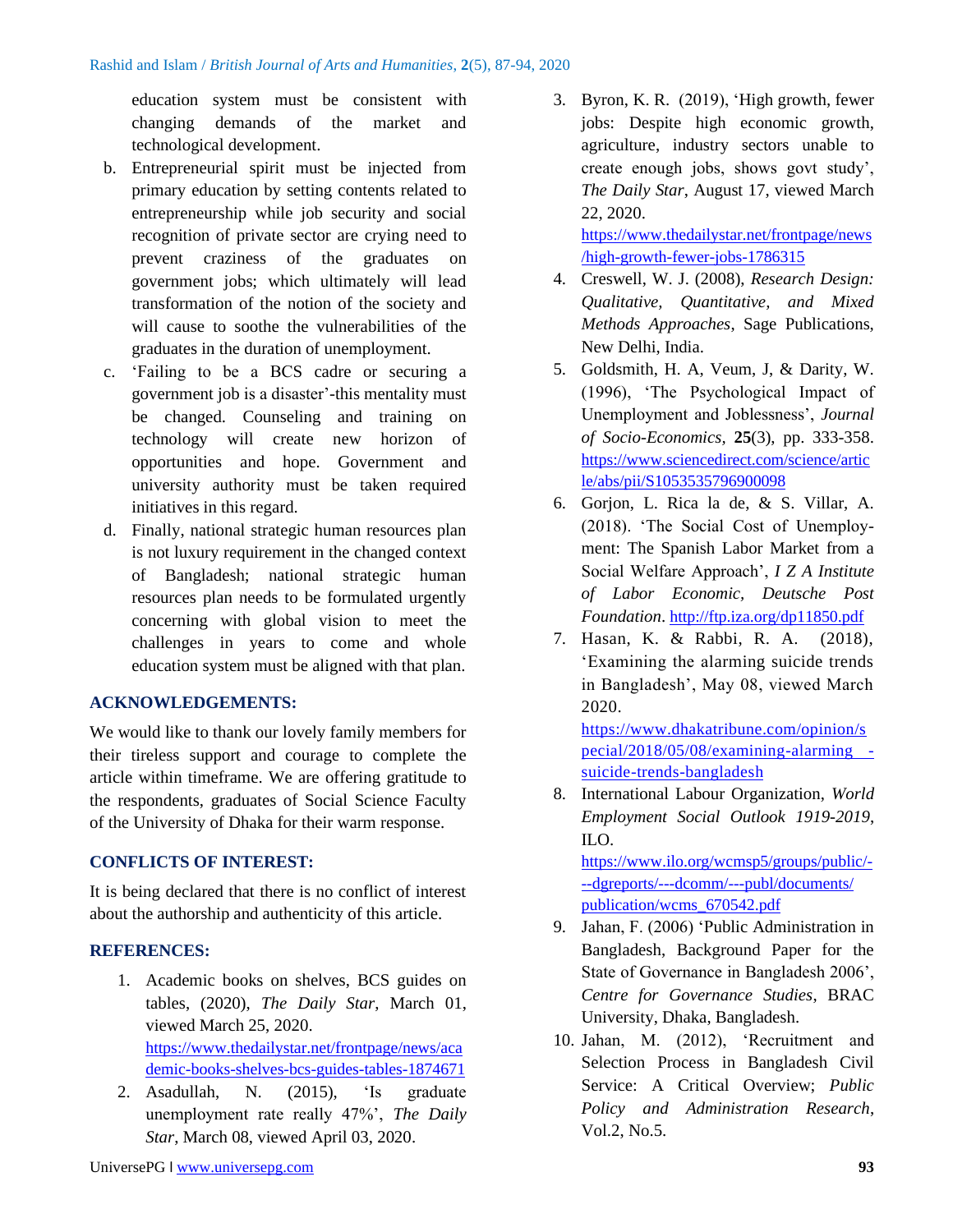education system must be consistent with changing demands of the market and technological development.

b. Entrepreneurial spirit must be injected from primary education by setting contents related to entrepreneurship while job security and social recognition of private sector are crying need to prevent craziness of the graduates on government jobs; which ultimately will lead transformation of the notion of the society and will cause to soothe the vulnerabilities of the graduates in the duration of unemployment.

c. 'Failing to be a BCS cadre or securing a government job is a disaster'-this mentality must be changed. Counseling and training on technology will create new horizon of opportunities and hope. Government and university authority must be taken required initiatives in this regard.

d. Finally, national strategic human resources plan is not luxury requirement in the changed context of Bangladesh; national strategic human resources plan needs to be formulated urgently concerning with global vision to meet the challenges in years to come and whole education system must be aligned with that plan.

## ACKNOWLEDGEMENTS:

We would like to thank our lovely family members for their tireless support and courage to complete the article within timeframe. We are offering gratitude to the respondents, graduates of Social Science Faculty of the University of Dhaka for their warm response.

## CONFLICTS OF INTEREST:

It is being declared that there is no conflict of interest about the authorship and authenticity of this article.

## REFERENCES:

1. Academic books on shelves, BCS guides on tables, (2020), *The Daily Star*, March 01, viewed March 25, 2020. https://www.thedailystar.net/frontpage/news/academic-books-shelves-bcs-guides-tables-1874671
2. Asadullah, N. (2015), 'Is graduate unemployment rate really 47%', *The Daily Star*, March 08, viewed April 03, 2020.
3. Byron, K. R. (2019), 'High growth, fewer jobs: Despite high economic growth, agriculture, industry sectors unable to create enough jobs, shows govt study', *The Daily Star*, August 17, viewed March 22, 2020. https://www.thedailystar.net/frontpage/news/high-growth-fewer-jobs-1786315
4. Creswell, W. J. (2008), *Research Design: Qualitative, Quantitative, and Mixed Methods Approaches*, Sage Publications, New Delhi, India.
5. Goldsmith, H. A, Veum, J, & Darity, W. (1996), 'The Psychological Impact of Unemployment and Joblessness', *Journal of Socio-Economics*, **25**(3), pp. 333-358. https://www.sciencedirect.com/science/article/abs/pii/S1053535796900098
6. Gorjon, L. Rica la de, & S. Villar, A. (2018). 'The Social Cost of Unemployment: The Spanish Labor Market from a Social Welfare Approach', *I Z A Institute of Labor Economic, Deutsche Post Foundation*. http://ftp.iza.org/dp11850.pdf
7. Hasan, K. & Rabbi, R. A. (2018), 'Examining the alarming suicide trends in Bangladesh', May 08, viewed March 2020. https://www.dhakatribune.com/opinion/special/2018/05/08/examining-alarming-suicide-trends-bangladesh
8. International Labour Organization, *World Employment Social Outlook 1919-2019*, ILO. https://www.ilo.org/wcmsp5/groups/public/---dgreports/---dcomm/---publ/documents/publication/wcms_670542.pdf
9. Jahan, F. (2006) 'Public Administration in Bangladesh, Background Paper for the State of Governance in Bangladesh 2006', *Centre for Governance Studies*, BRAC University, Dhaka, Bangladesh.
10. Jahan, M. (2012), 'Recruitment and Selection Process in Bangladesh Civil Service: A Critical Overview; *Public Policy and Administration Research*, Vol.2, No.5.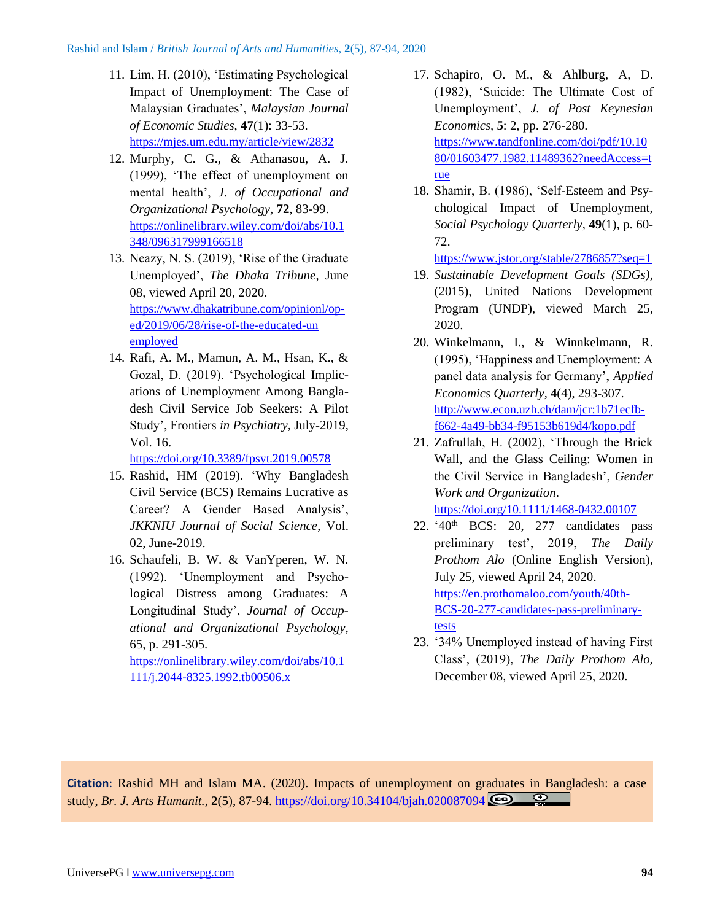11. Lim, H. (2010), 'Estimating Psychological Impact of Unemployment: The Case of Malaysian Graduates', *Malaysian Journal of Economic Studies*, **47**(1): 33-53. https://mjes.um.edu.my/article/view/2832
12. Murphy, C. G., & Athanasou, A. J. (1999), 'The effect of unemployment on mental health', *J. of Occupational and Organizational Psychology*, **72**, 83-99. https://onlinelibrary.wiley.com/doi/abs/10.1348/096317999166518
13. Neazy, N. S. (2019), 'Rise of the Graduate Unemployed', *The Dhaka Tribune*, June 08, viewed April 20, 2020. https://www.dhakatribune.com/opinionl/op-ed/2019/06/28/rise-of-the-educated-unemployed
14. Rafi, A. M., Mamun, A. M., Hsan, K., & Gozal, D. (2019). 'Psychological Implications of Unemployment Among Bangladesh Civil Service Job Seekers: A Pilot Study', Frontiers *in Psychiatry*, July-2019, Vol. 16. https://doi.org/10.3389/fpsyt.2019.00578
15. Rashid, HM (2019). 'Why Bangladesh Civil Service (BCS) Remains Lucrative as Career? A Gender Based Analysis', *JKKNIU Journal of Social Science*, Vol. 02, June-2019.
16. Schaufeli, B. W. & VanYperen, W. N. (1992). 'Unemployment and Psychological Distress among Graduates: A Longitudinal Study', *Journal of Occupational and Organizational Psychology*, 65, p. 291-305. https://onlinelibrary.wiley.com/doi/abs/10.1111/j.2044-8325.1992.tb00506.x
17. Schapiro, O. M., & Ahlburg, A, D. (1982), 'Suicide: The Ultimate Cost of Unemployment', *J. of Post Keynesian Economics*, **5**: 2, pp. 276-280. https://www.tandfonline.com/doi/pdf/10.1080/01603477.1982.11489362?needAccess=true
18. Shamir, B. (1986), 'Self-Esteem and Psychological Impact of Unemployment, *Social Psychology Quarterly*, **49**(1), p. 60-72. https://www.jstor.org/stable/2786857?seq=1
19. *Sustainable Development Goals (SDGs)*, (2015), United Nations Development Program (UNDP), viewed March 25, 2020.
20. Winkelmann, I., & Winnkelmann, R. (1995), 'Happiness and Unemployment: A panel data analysis for Germany', *Applied Economics Quarterly*, **4**(4), 293-307. http://www.econ.uzh.ch/dam/jcr:1b71ecfb-f662-4a49-bb34-f95153b619d4/kopo.pdf
21. Zafrullah, H. (2002), 'Through the Brick Wall, and the Glass Ceiling: Women in the Civil Service in Bangladesh', *Gender Work and Organization*. https://doi.org/10.1111/1468-0432.00107
22. '40th BCS: 20, 277 candidates pass preliminary test', 2019, *The Daily Prothom Alo* (Online English Version), July 25, viewed April 24, 2020. https://en.prothomaloo.com/youth/40th-BCS-20-277-candidates-pass-preliminary-tests
23. '34% Unemployed instead of having First Class', (2019), *The Daily Prothom Alo*, December 08, viewed April 25, 2020.

**Citation**: Rashid MH and Islam MA. (2020). Impacts of unemployment on graduates in Bangladesh: a case study, *Br. J. Arts Humanit.*, **2**(5), 87-94. https://doi.org/10.34104/bjah.020087094